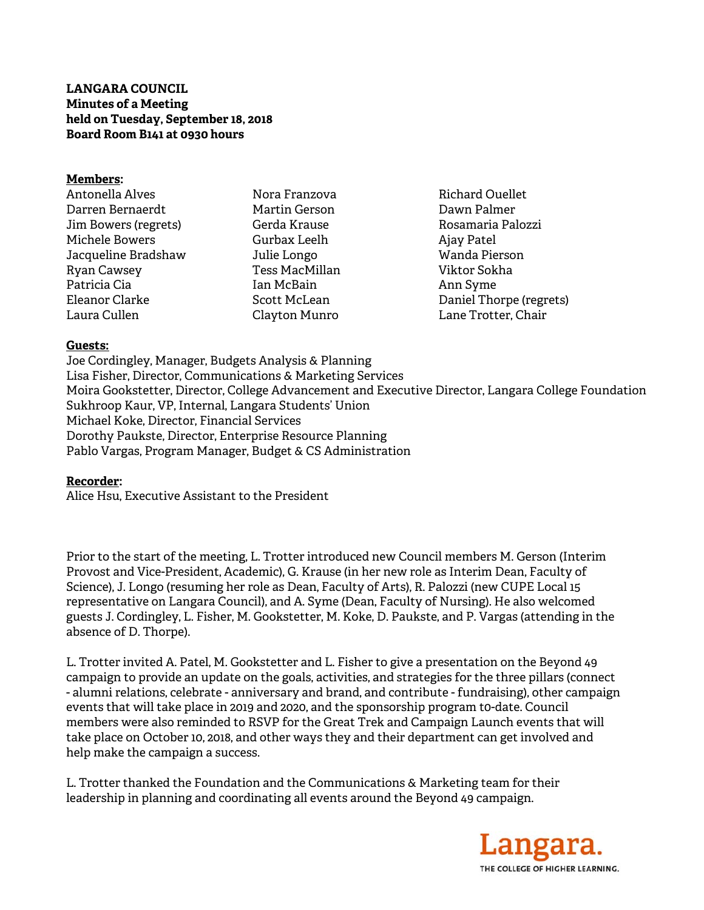**LANGARA COUNCIL**
**Minutes of a Meeting**
**held on Tuesday, September 18, 2018**
**Board Room B141 at 0930 hours**

**Members:**

Antonella Alves
Darren Bernaerdt
Jim Bowers (regrets)
Michele Bowers
Jacqueline Bradshaw
Ryan Cawsey
Patricia Cia
Eleanor Clarke
Laura Cullen
Nora Franzova
Martin Gerson
Gerda Krause
Gurbax Leelh
Julie Longo
Tess MacMillan
Ian McBain
Scott McLean
Clayton Munro
Richard Ouellet
Dawn Palmer
Rosamaria Palozzi
Ajay Patel
Wanda Pierson
Viktor Sokha
Ann Syme
Daniel Thorpe (regrets)
Lane Trotter, Chair

**Guests:**

Joe Cordingley, Manager, Budgets Analysis & Planning
Lisa Fisher, Director, Communications & Marketing Services
Moira Gookstetter, Director, College Advancement and Executive Director, Langara College Foundation
Sukhroop Kaur, VP, Internal, Langara Students' Union
Michael Koke, Director, Financial Services
Dorothy Paukste, Director, Enterprise Resource Planning
Pablo Vargas, Program Manager, Budget & CS Administration

**Recorder:**

Alice Hsu, Executive Assistant to the President

Prior to the start of the meeting, L. Trotter introduced new Council members M. Gerson (Interim Provost and Vice-President, Academic), G. Krause (in her new role as Interim Dean, Faculty of Science), J. Longo (resuming her role as Dean, Faculty of Arts), R. Palozzi (new CUPE Local 15 representative on Langara Council), and A. Syme (Dean, Faculty of Nursing). He also welcomed guests J. Cordingley, L. Fisher, M. Gookstetter, M. Koke, D. Paukste, and P. Vargas (attending in the absence of D. Thorpe).

L. Trotter invited A. Patel, M. Gookstetter and L. Fisher to give a presentation on the Beyond 49 campaign to provide an update on the goals, activities, and strategies for the three pillars (connect - alumni relations, celebrate - anniversary and brand, and contribute - fundraising), other campaign events that will take place in 2019 and 2020, and the sponsorship program to-date. Council members were also reminded to RSVP for the Great Trek and Campaign Launch events that will take place on October 10, 2018, and other ways they and their department can get involved and help make the campaign a success.

L. Trotter thanked the Foundation and the Communications & Marketing team for their leadership in planning and coordinating all events around the Beyond 49 campaign.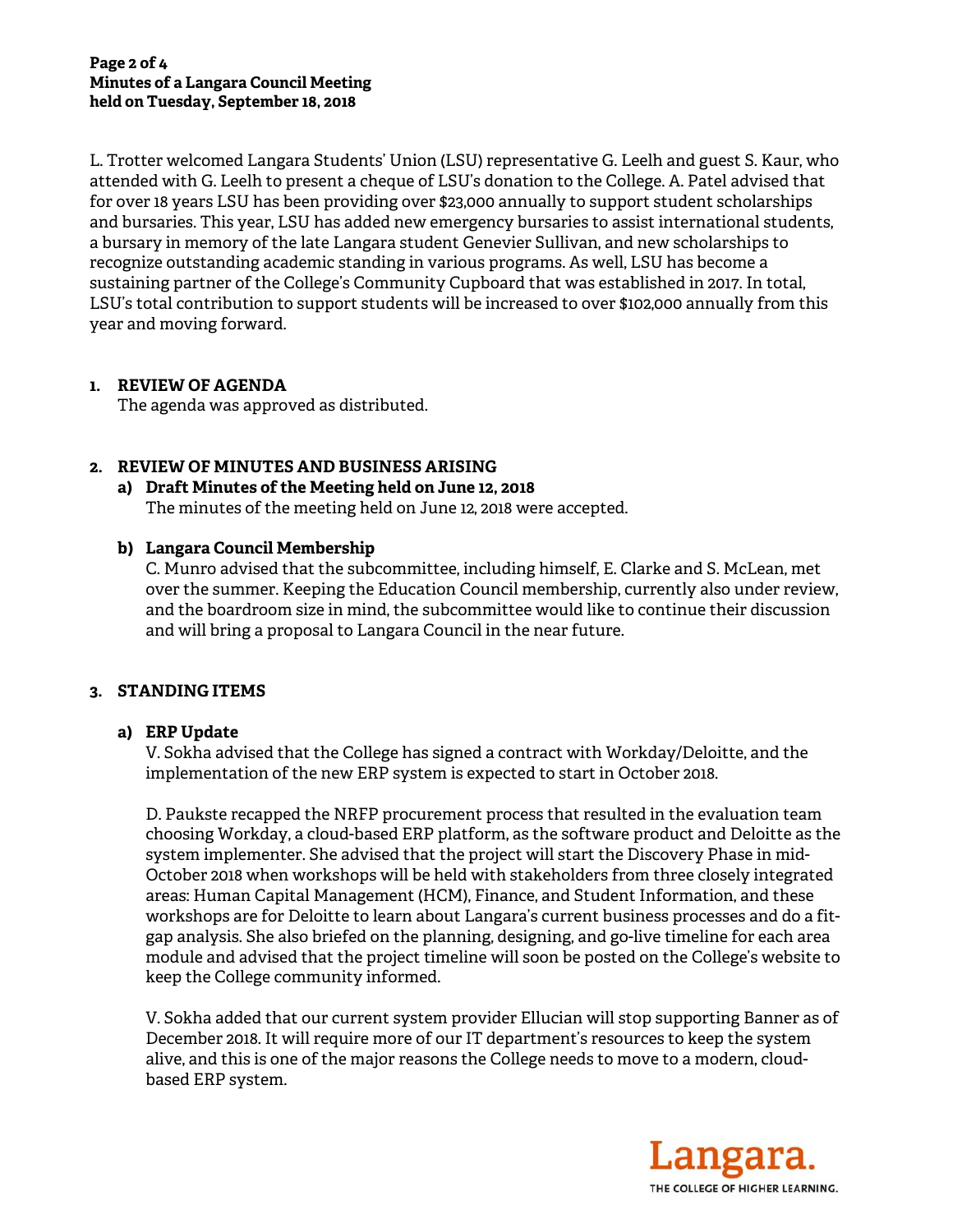L. Trotter welcomed Langara Students' Union (LSU) representative G. Leelh and guest S. Kaur, who attended with G. Leelh to present a cheque of LSU's donation to the College. A. Patel advised that for over 18 years LSU has been providing over $23,000 annually to support student scholarships and bursaries. This year, LSU has added new emergency bursaries to assist international students, a bursary in memory of the late Langara student Genevier Sullivan, and new scholarships to recognize outstanding academic standing in various programs. As well, LSU has become a sustaining partner of the College's Community Cupboard that was established in 2017. In total, LSU's total contribution to support students will be increased to over $102,000 annually from this year and moving forward.

## 1. REVIEW OF AGENDA

The agenda was approved as distributed.

## 2. REVIEW OF MINUTES AND BUSINESS ARISING

### a) Draft Minutes of the Meeting held on June 12, 2018

The minutes of the meeting held on June 12, 2018 were accepted.

### b) Langara Council Membership

C. Munro advised that the subcommittee, including himself, E. Clarke and S. McLean, met over the summer. Keeping the Education Council membership, currently also under review, and the boardroom size in mind, the subcommittee would like to continue their discussion and will bring a proposal to Langara Council in the near future.

## 3. STANDING ITEMS

### a) ERP Update

V. Sokha advised that the College has signed a contract with Workday/Deloitte, and the implementation of the new ERP system is expected to start in October 2018.

D. Paukste recapped the NRFP procurement process that resulted in the evaluation team choosing Workday, a cloud-based ERP platform, as the software product and Deloitte as the system implementer. She advised that the project will start the Discovery Phase in mid-October 2018 when workshops will be held with stakeholders from three closely integrated areas: Human Capital Management (HCM), Finance, and Student Information, and these workshops are for Deloitte to learn about Langara's current business processes and do a fit-gap analysis. She also briefed on the planning, designing, and go-live timeline for each area module and advised that the project timeline will soon be posted on the College's website to keep the College community informed.

V. Sokha added that our current system provider Ellucian will stop supporting Banner as of December 2018. It will require more of our IT department's resources to keep the system alive, and this is one of the major reasons the College needs to move to a modern, cloud-based ERP system.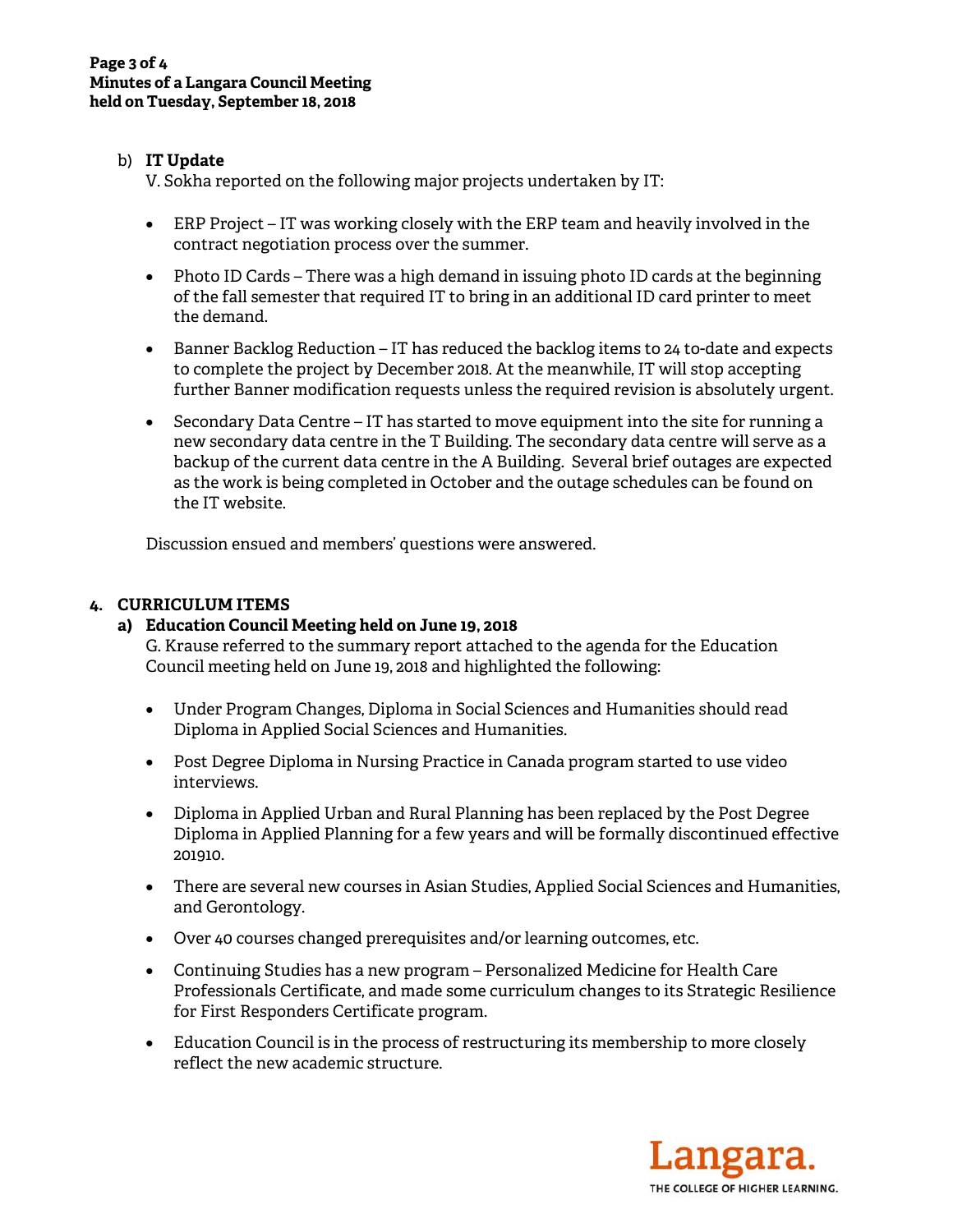b) **IT Update**

V. Sokha reported on the following major projects undertaken by IT:

- ERP Project – IT was working closely with the ERP team and heavily involved in the contract negotiation process over the summer.
- Photo ID Cards – There was a high demand in issuing photo ID cards at the beginning of the fall semester that required IT to bring in an additional ID card printer to meet the demand.
- Banner Backlog Reduction – IT has reduced the backlog items to 24 to-date and expects to complete the project by December 2018. At the meanwhile, IT will stop accepting further Banner modification requests unless the required revision is absolutely urgent.
- Secondary Data Centre – IT has started to move equipment into the site for running a new secondary data centre in the T Building. The secondary data centre will serve as a backup of the current data centre in the A Building. Several brief outages are expected as the work is being completed in October and the outage schedules can be found on the IT website.

Discussion ensued and members' questions were answered.

## 4. CURRICULUM ITEMS

### a) Education Council Meeting held on June 19, 2018

G. Krause referred to the summary report attached to the agenda for the Education Council meeting held on June 19, 2018 and highlighted the following:

- Under Program Changes, Diploma in Social Sciences and Humanities should read Diploma in Applied Social Sciences and Humanities.
- Post Degree Diploma in Nursing Practice in Canada program started to use video interviews.
- Diploma in Applied Urban and Rural Planning has been replaced by the Post Degree Diploma in Applied Planning for a few years and will be formally discontinued effective 201910.
- There are several new courses in Asian Studies, Applied Social Sciences and Humanities, and Gerontology.
- Over 40 courses changed prerequisites and/or learning outcomes, etc.
- Continuing Studies has a new program – Personalized Medicine for Health Care Professionals Certificate, and made some curriculum changes to its Strategic Resilience for First Responders Certificate program.
- Education Council is in the process of restructuring its membership to more closely reflect the new academic structure.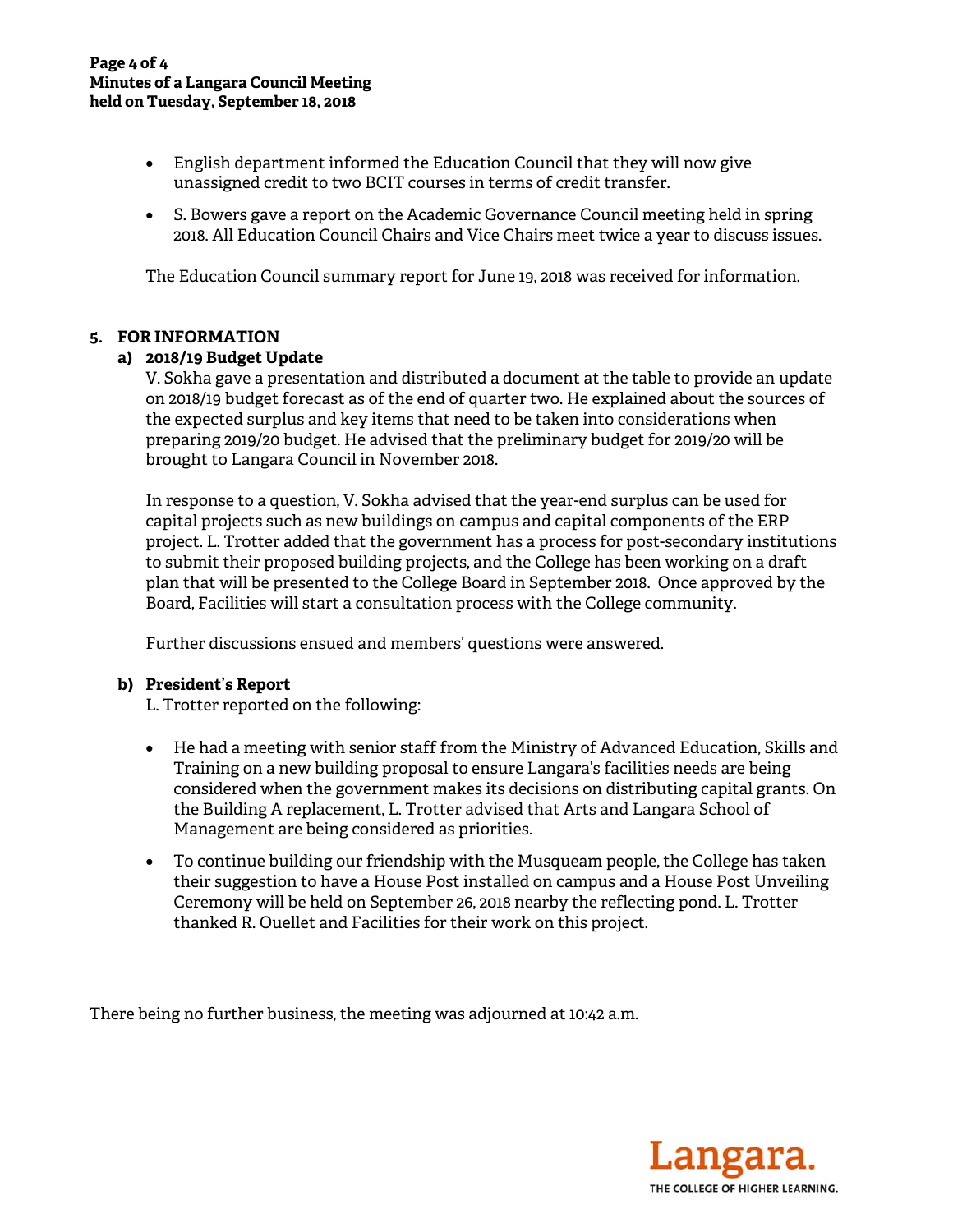- English department informed the Education Council that they will now give unassigned credit to two BCIT courses in terms of credit transfer.
- S. Bowers gave a report on the Academic Governance Council meeting held in spring 2018. All Education Council Chairs and Vice Chairs meet twice a year to discuss issues.

The Education Council summary report for June 19, 2018 was received for information.

## 5. FOR INFORMATION

### a) 2018/19 Budget Update

V. Sokha gave a presentation and distributed a document at the table to provide an update on 2018/19 budget forecast as of the end of quarter two. He explained about the sources of the expected surplus and key items that need to be taken into considerations when preparing 2019/20 budget. He advised that the preliminary budget for 2019/20 will be brought to Langara Council in November 2018.

In response to a question, V. Sokha advised that the year-end surplus can be used for capital projects such as new buildings on campus and capital components of the ERP project. L. Trotter added that the government has a process for post-secondary institutions to submit their proposed building projects, and the College has been working on a draft plan that will be presented to the College Board in September 2018. Once approved by the Board, Facilities will start a consultation process with the College community.

Further discussions ensued and members' questions were answered.

### b) President's Report

L. Trotter reported on the following:

- He had a meeting with senior staff from the Ministry of Advanced Education, Skills and Training on a new building proposal to ensure Langara's facilities needs are being considered when the government makes its decisions on distributing capital grants. On the Building A replacement, L. Trotter advised that Arts and Langara School of Management are being considered as priorities.
- To continue building our friendship with the Musqueam people, the College has taken their suggestion to have a House Post installed on campus and a House Post Unveiling Ceremony will be held on September 26, 2018 nearby the reflecting pond. L. Trotter thanked R. Ouellet and Facilities for their work on this project.

There being no further business, the meeting was adjourned at 10:42 a.m.